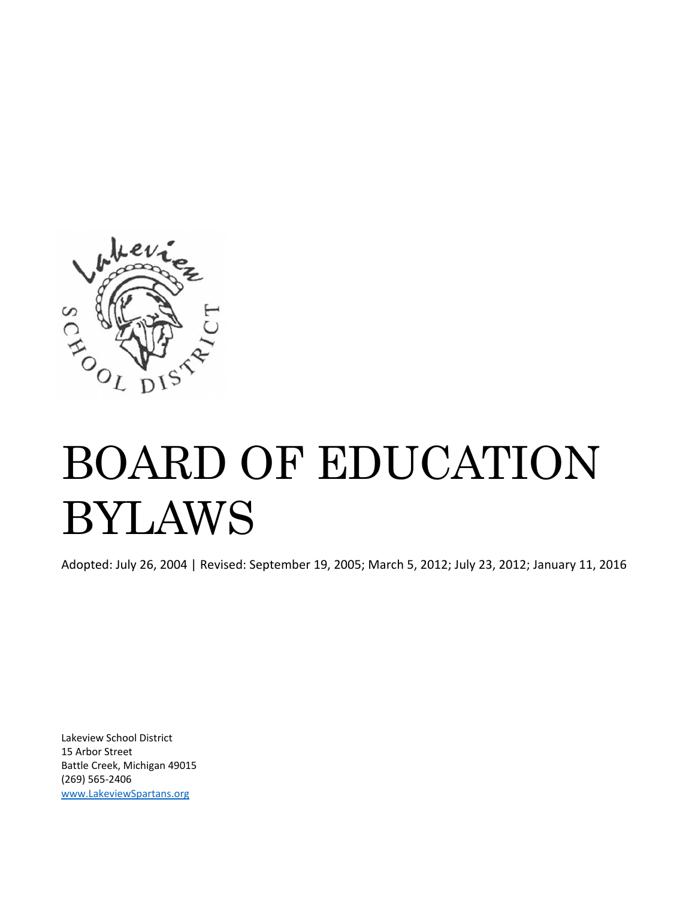# BOARD OF EDUCATION BYLAWS

Adopted: July 26, 2004 | Revised: September 19, 2005; March 5, 2012; July 23, 2012; January 11, 2016

Lakeview School District
15 Arbor Street
Battle Creek, Michigan 49015
(269) 565-2406
www.LakeviewSpartans.org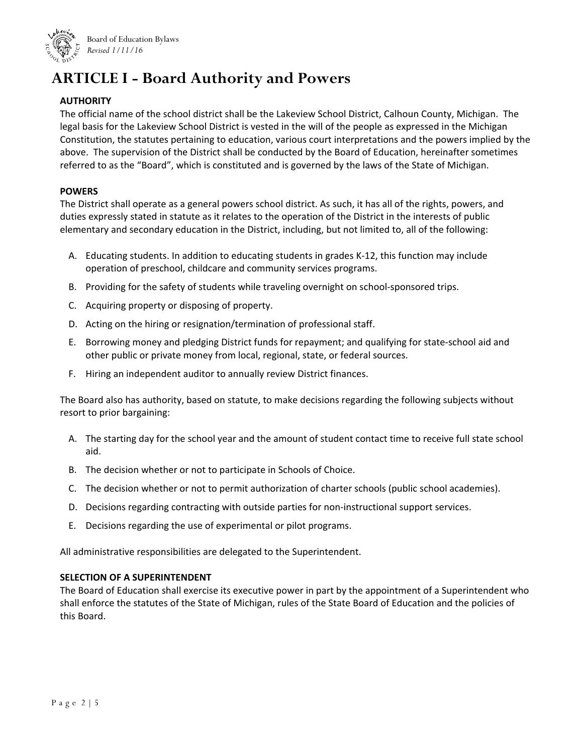# ARTICLE I - Board Authority and Powers

**AUTHORITY**

The official name of the school district shall be the Lakeview School District, Calhoun County, Michigan. The legal basis for the Lakeview School District is vested in the will of the people as expressed in the Michigan Constitution, the statutes pertaining to education, various court interpretations and the powers implied by the above. The supervision of the District shall be conducted by the Board of Education, hereinafter sometimes referred to as the "Board", which is constituted and is governed by the laws of the State of Michigan.

**POWERS**

The District shall operate as a general powers school district. As such, it has all of the rights, powers, and duties expressly stated in statute as it relates to the operation of the District in the interests of public elementary and secondary education in the District, including, but not limited to, all of the following:

A. Educating students. In addition to educating students in grades K-12, this function may include operation of preschool, childcare and community services programs.
B. Providing for the safety of students while traveling overnight on school-sponsored trips.
C. Acquiring property or disposing of property.
D. Acting on the hiring or resignation/termination of professional staff.
E. Borrowing money and pledging District funds for repayment; and qualifying for state-school aid and other public or private money from local, regional, state, or federal sources.
F. Hiring an independent auditor to annually review District finances.

The Board also has authority, based on statute, to make decisions regarding the following subjects without resort to prior bargaining:

A. The starting day for the school year and the amount of student contact time to receive full state school aid.
B. The decision whether or not to participate in Schools of Choice.
C. The decision whether or not to permit authorization of charter schools (public school academies).
D. Decisions regarding contracting with outside parties for non-instructional support services.
E. Decisions regarding the use of experimental or pilot programs.

All administrative responsibilities are delegated to the Superintendent.

**SELECTION OF A SUPERINTENDENT**

The Board of Education shall exercise its executive power in part by the appointment of a Superintendent who shall enforce the statutes of the State of Michigan, rules of the State Board of Education and the policies of this Board.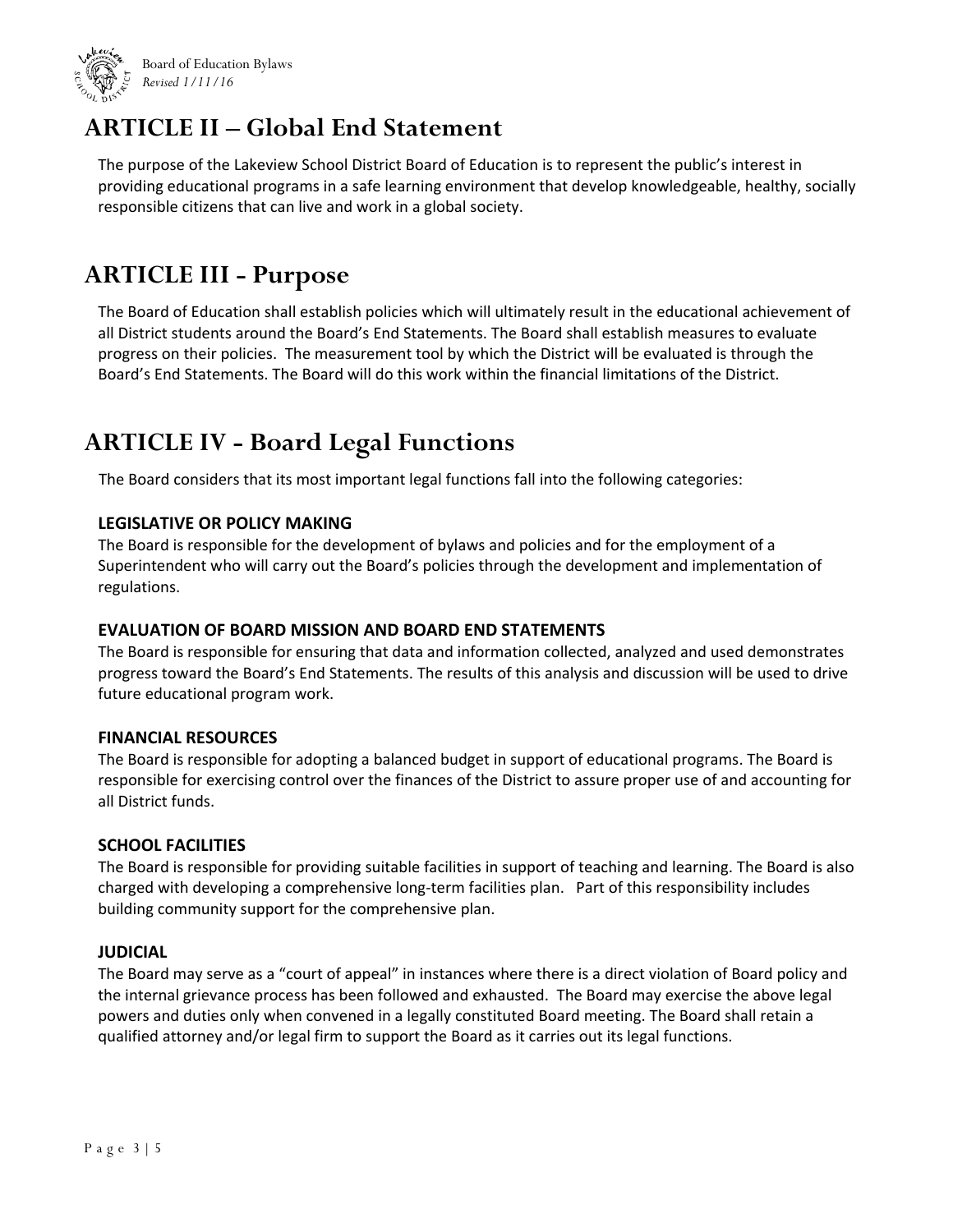## ARTICLE II – Global End Statement

The purpose of the Lakeview School District Board of Education is to represent the public's interest in providing educational programs in a safe learning environment that develop knowledgeable, healthy, socially responsible citizens that can live and work in a global society.

## ARTICLE III - Purpose

The Board of Education shall establish policies which will ultimately result in the educational achievement of all District students around the Board's End Statements. The Board shall establish measures to evaluate progress on their policies. The measurement tool by which the District will be evaluated is through the Board's End Statements. The Board will do this work within the financial limitations of the District.

## ARTICLE IV - Board Legal Functions

The Board considers that its most important legal functions fall into the following categories:

### LEGISLATIVE OR POLICY MAKING

The Board is responsible for the development of bylaws and policies and for the employment of a Superintendent who will carry out the Board's policies through the development and implementation of regulations.

### EVALUATION OF BOARD MISSION AND BOARD END STATEMENTS

The Board is responsible for ensuring that data and information collected, analyzed and used demonstrates progress toward the Board's End Statements. The results of this analysis and discussion will be used to drive future educational program work.

### FINANCIAL RESOURCES

The Board is responsible for adopting a balanced budget in support of educational programs. The Board is responsible for exercising control over the finances of the District to assure proper use of and accounting for all District funds.

### SCHOOL FACILITIES

The Board is responsible for providing suitable facilities in support of teaching and learning. The Board is also charged with developing a comprehensive long-term facilities plan. Part of this responsibility includes building community support for the comprehensive plan.

### JUDICIAL

The Board may serve as a "court of appeal" in instances where there is a direct violation of Board policy and the internal grievance process has been followed and exhausted. The Board may exercise the above legal powers and duties only when convened in a legally constituted Board meeting. The Board shall retain a qualified attorney and/or legal firm to support the Board as it carries out its legal functions.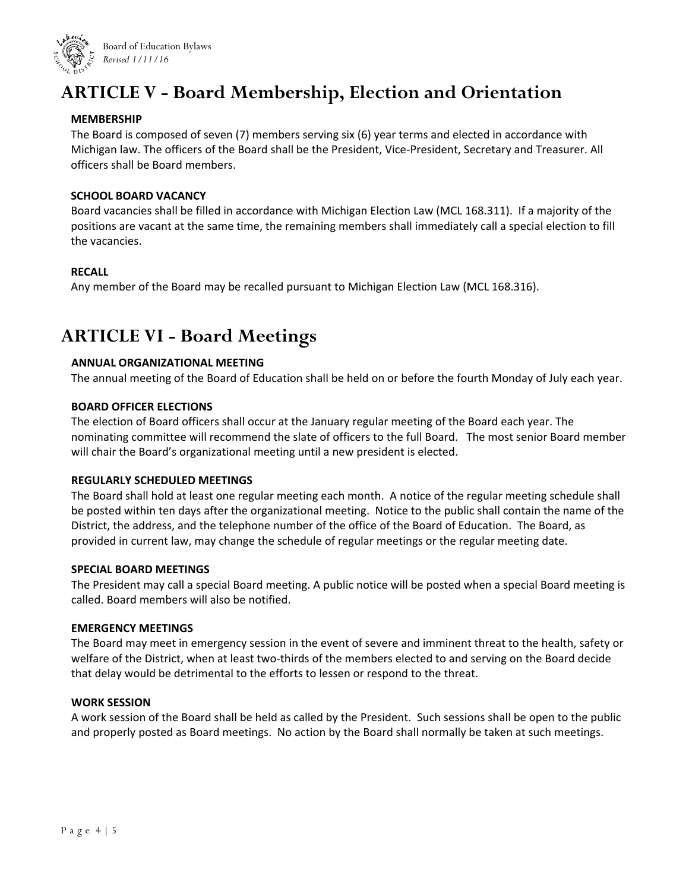# ARTICLE V - Board Membership, Election and Orientation

### MEMBERSHIP

The Board is composed of seven (7) members serving six (6) year terms and elected in accordance with Michigan law. The officers of the Board shall be the President, Vice-President, Secretary and Treasurer. All officers shall be Board members.

### SCHOOL BOARD VACANCY

Board vacancies shall be filled in accordance with Michigan Election Law (MCL 168.311). If a majority of the positions are vacant at the same time, the remaining members shall immediately call a special election to fill the vacancies.

### RECALL

Any member of the Board may be recalled pursuant to Michigan Election Law (MCL 168.316).

# ARTICLE VI - Board Meetings

### ANNUAL ORGANIZATIONAL MEETING

The annual meeting of the Board of Education shall be held on or before the fourth Monday of July each year.

### BOARD OFFICER ELECTIONS

The election of Board officers shall occur at the January regular meeting of the Board each year. The nominating committee will recommend the slate of officers to the full Board. The most senior Board member will chair the Board's organizational meeting until a new president is elected.

### REGULARLY SCHEDULED MEETINGS

The Board shall hold at least one regular meeting each month. A notice of the regular meeting schedule shall be posted within ten days after the organizational meeting. Notice to the public shall contain the name of the District, the address, and the telephone number of the office of the Board of Education. The Board, as provided in current law, may change the schedule of regular meetings or the regular meeting date.

### SPECIAL BOARD MEETINGS

The President may call a special Board meeting. A public notice will be posted when a special Board meeting is called. Board members will also be notified.

### EMERGENCY MEETINGS

The Board may meet in emergency session in the event of severe and imminent threat to the health, safety or welfare of the District, when at least two-thirds of the members elected to and serving on the Board decide that delay would be detrimental to the efforts to lessen or respond to the threat.

### WORK SESSION

A work session of the Board shall be held as called by the President. Such sessions shall be open to the public and properly posted as Board meetings. No action by the Board shall normally be taken at such meetings.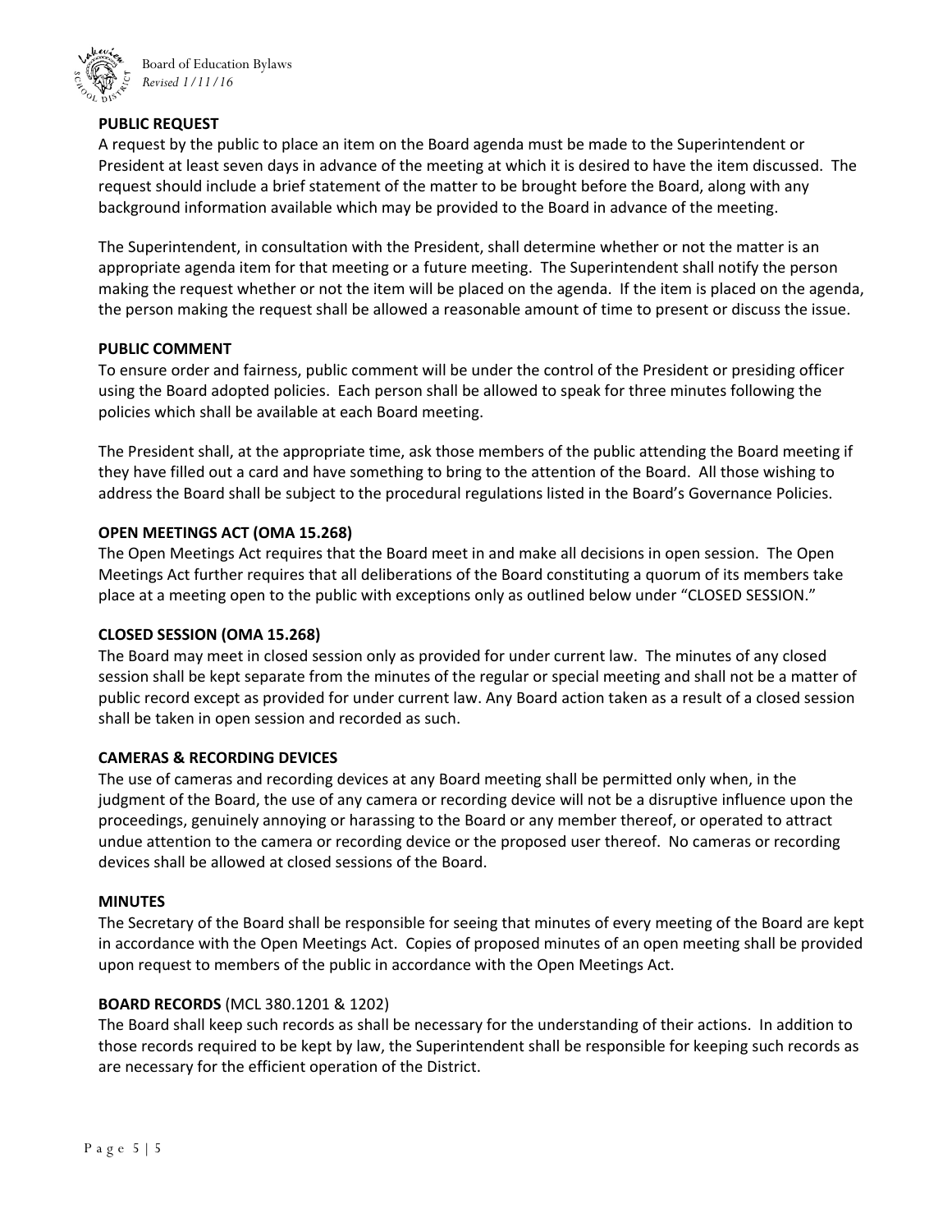**PUBLIC REQUEST**

A request by the public to place an item on the Board agenda must be made to the Superintendent or President at least seven days in advance of the meeting at which it is desired to have the item discussed. The request should include a brief statement of the matter to be brought before the Board, along with any background information available which may be provided to the Board in advance of the meeting.

The Superintendent, in consultation with the President, shall determine whether or not the matter is an appropriate agenda item for that meeting or a future meeting. The Superintendent shall notify the person making the request whether or not the item will be placed on the agenda. If the item is placed on the agenda, the person making the request shall be allowed a reasonable amount of time to present or discuss the issue.

**PUBLIC COMMENT**

To ensure order and fairness, public comment will be under the control of the President or presiding officer using the Board adopted policies. Each person shall be allowed to speak for three minutes following the policies which shall be available at each Board meeting.

The President shall, at the appropriate time, ask those members of the public attending the Board meeting if they have filled out a card and have something to bring to the attention of the Board. All those wishing to address the Board shall be subject to the procedural regulations listed in the Board's Governance Policies.

**OPEN MEETINGS ACT (OMA 15.268)**

The Open Meetings Act requires that the Board meet in and make all decisions in open session. The Open Meetings Act further requires that all deliberations of the Board constituting a quorum of its members take place at a meeting open to the public with exceptions only as outlined below under "CLOSED SESSION."

**CLOSED SESSION (OMA 15.268)**

The Board may meet in closed session only as provided for under current law. The minutes of any closed session shall be kept separate from the minutes of the regular or special meeting and shall not be a matter of public record except as provided for under current law. Any Board action taken as a result of a closed session shall be taken in open session and recorded as such.

**CAMERAS & RECORDING DEVICES**

The use of cameras and recording devices at any Board meeting shall be permitted only when, in the judgment of the Board, the use of any camera or recording device will not be a disruptive influence upon the proceedings, genuinely annoying or harassing to the Board or any member thereof, or operated to attract undue attention to the camera or recording device or the proposed user thereof. No cameras or recording devices shall be allowed at closed sessions of the Board.

**MINUTES**

The Secretary of the Board shall be responsible for seeing that minutes of every meeting of the Board are kept in accordance with the Open Meetings Act. Copies of proposed minutes of an open meeting shall be provided upon request to members of the public in accordance with the Open Meetings Act.

**BOARD RECORDS** (MCL 380.1201 & 1202)

The Board shall keep such records as shall be necessary for the understanding of their actions. In addition to those records required to be kept by law, the Superintendent shall be responsible for keeping such records as are necessary for the efficient operation of the District.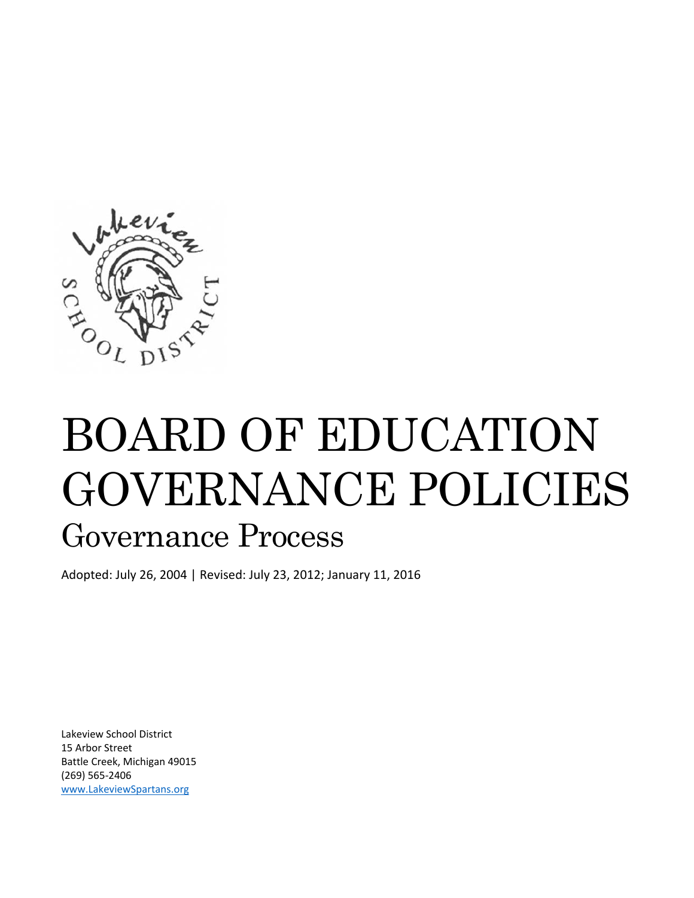# BOARD OF EDUCATION GOVERNANCE POLICIES

## Governance Process

Adopted: July 26, 2004 | Revised: July 23, 2012; January 11, 2016

Lakeview School District
15 Arbor Street
Battle Creek, Michigan 49015
(269) 565-2406
www.LakeviewSpartans.org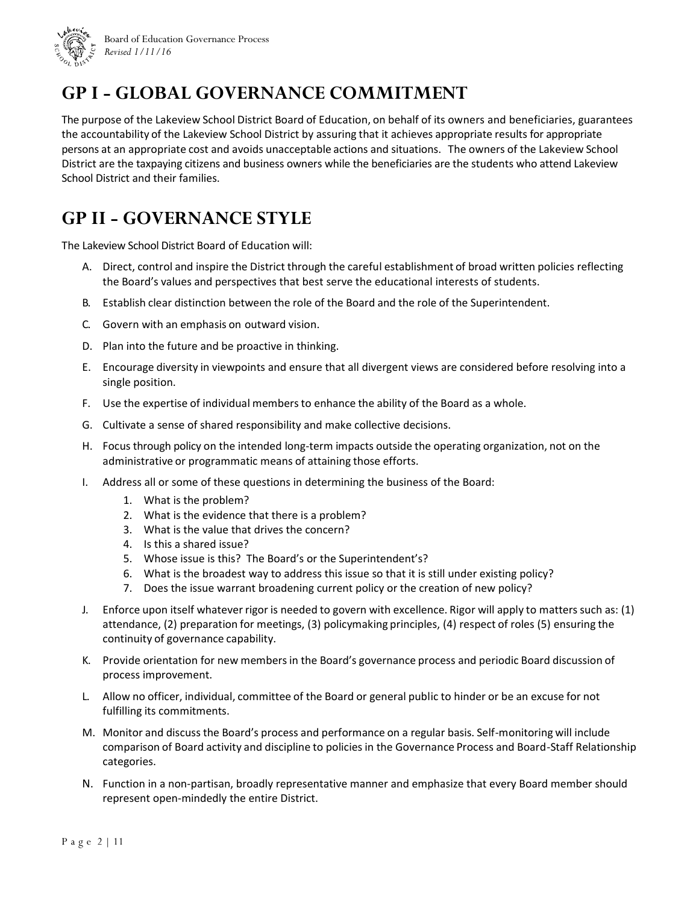# GP I - GLOBAL GOVERNANCE COMMITMENT

The purpose of the Lakeview School District Board of Education, on behalf of its owners and beneficiaries, guarantees the accountability of the Lakeview School District by assuring that it achieves appropriate results for appropriate persons at an appropriate cost and avoids unacceptable actions and situations. The owners of the Lakeview School District are the taxpaying citizens and business owners while the beneficiaries are the students who attend Lakeview School District and their families.

# GP II - GOVERNANCE STYLE

The Lakeview School District Board of Education will:

A. Direct, control and inspire the District through the careful establishment of broad written policies reflecting the Board's values and perspectives that best serve the educational interests of students.

B. Establish clear distinction between the role of the Board and the role of the Superintendent.

C. Govern with an emphasis on outward vision.

D. Plan into the future and be proactive in thinking.

E. Encourage diversity in viewpoints and ensure that all divergent views are considered before resolving into a single position.

F. Use the expertise of individual members to enhance the ability of the Board as a whole.

G. Cultivate a sense of shared responsibility and make collective decisions.

H. Focus through policy on the intended long-term impacts outside the operating organization, not on the administrative or programmatic means of attaining those efforts.

I. Address all or some of these questions in determining the business of the Board:
   1. What is the problem?
   2. What is the evidence that there is a problem?
   3. What is the value that drives the concern?
   4. Is this a shared issue?
   5. Whose issue is this? The Board's or the Superintendent's?
   6. What is the broadest way to address this issue so that it is still under existing policy?
   7. Does the issue warrant broadening current policy or the creation of new policy?

J. Enforce upon itself whatever rigor is needed to govern with excellence. Rigor will apply to matters such as: (1) attendance, (2) preparation for meetings, (3) policymaking principles, (4) respect of roles (5) ensuring the continuity of governance capability.

K. Provide orientation for new members in the Board's governance process and periodic Board discussion of process improvement.

L. Allow no officer, individual, committee of the Board or general public to hinder or be an excuse for not fulfilling its commitments.

M. Monitor and discuss the Board's process and performance on a regular basis. Self-monitoring will include comparison of Board activity and discipline to policies in the Governance Process and Board-Staff Relationship categories.

N. Function in a non-partisan, broadly representative manner and emphasize that every Board member should represent open-mindedly the entire District.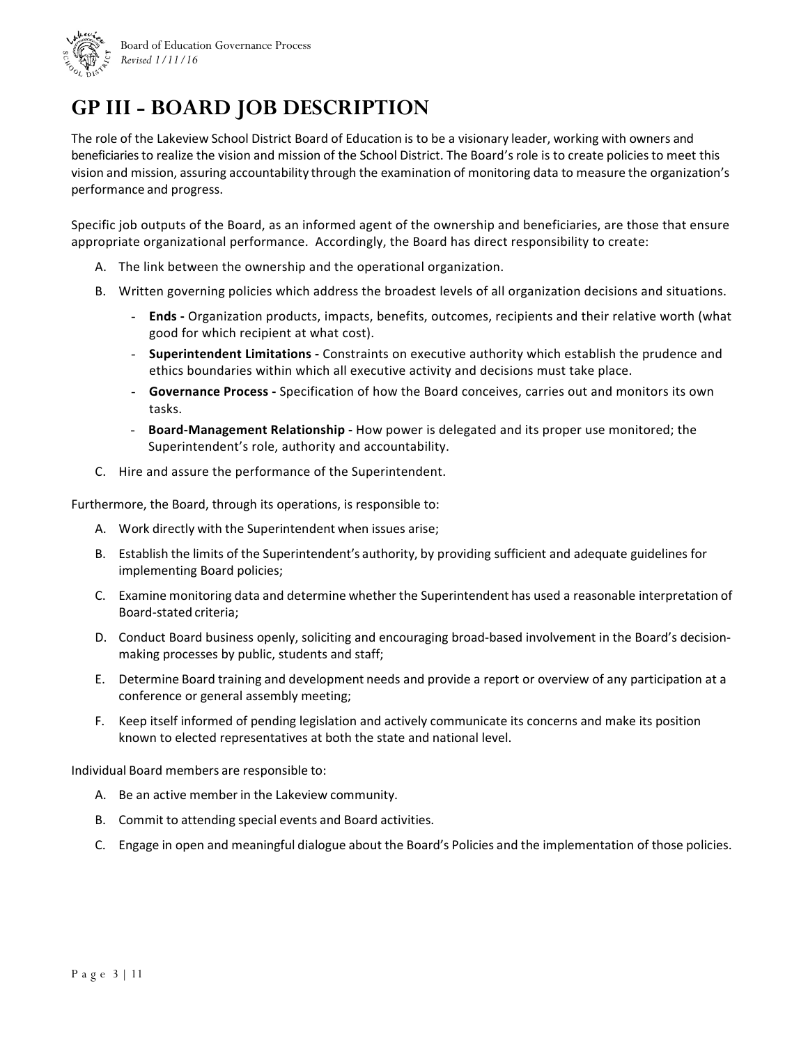# GP III - BOARD JOB DESCRIPTION

The role of the Lakeview School District Board of Education is to be a visionary leader, working with owners and beneficiaries to realize the vision and mission of the School District. The Board's role is to create policies to meet this vision and mission, assuring accountability through the examination of monitoring data to measure the organization's performance and progress.

Specific job outputs of the Board, as an informed agent of the ownership and beneficiaries, are those that ensure appropriate organizational performance. Accordingly, the Board has direct responsibility to create:

A. The link between the ownership and the operational organization.

B. Written governing policies which address the broadest levels of all organization decisions and situations.
   - **Ends -** Organization products, impacts, benefits, outcomes, recipients and their relative worth (what good for which recipient at what cost).
   - **Superintendent Limitations -** Constraints on executive authority which establish the prudence and ethics boundaries within which all executive activity and decisions must take place.
   - **Governance Process -** Specification of how the Board conceives, carries out and monitors its own tasks.
   - **Board-Management Relationship -** How power is delegated and its proper use monitored; the Superintendent's role, authority and accountability.

C. Hire and assure the performance of the Superintendent.

Furthermore, the Board, through its operations, is responsible to:

A. Work directly with the Superintendent when issues arise;

B. Establish the limits of the Superintendent's authority, by providing sufficient and adequate guidelines for implementing Board policies;

C. Examine monitoring data and determine whether the Superintendent has used a reasonable interpretation of Board-stated criteria;

D. Conduct Board business openly, soliciting and encouraging broad-based involvement in the Board's decision-making processes by public, students and staff;

E. Determine Board training and development needs and provide a report or overview of any participation at a conference or general assembly meeting;

F. Keep itself informed of pending legislation and actively communicate its concerns and make its position known to elected representatives at both the state and national level.

Individual Board members are responsible to:

A. Be an active member in the Lakeview community.

B. Commit to attending special events and Board activities.

C. Engage in open and meaningful dialogue about the Board's Policies and the implementation of those policies.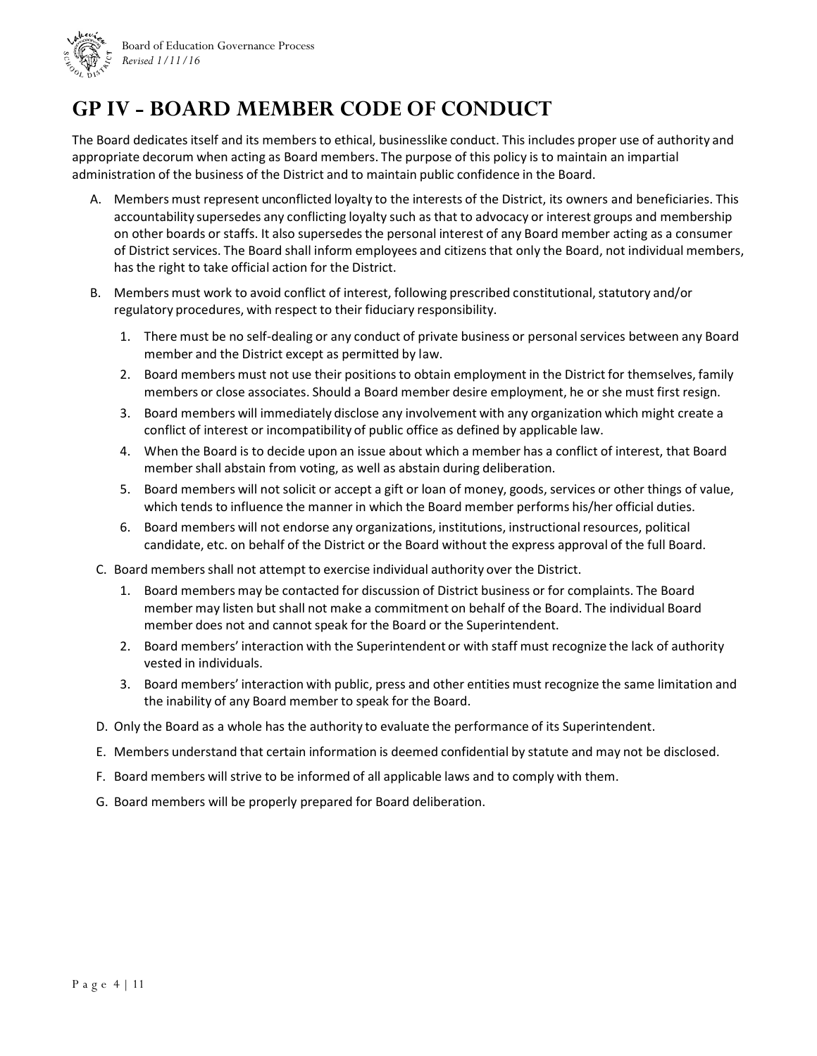# GP IV - BOARD MEMBER CODE OF CONDUCT

The Board dedicates itself and its members to ethical, businesslike conduct. This includes proper use of authority and appropriate decorum when acting as Board members. The purpose of this policy is to maintain an impartial administration of the business of the District and to maintain public confidence in the Board.

A. Members must represent unconflicted loyalty to the interests of the District, its owners and beneficiaries. This accountability supersedes any conflicting loyalty such as that to advocacy or interest groups and membership on other boards or staffs. It also supersedes the personal interest of any Board member acting as a consumer of District services. The Board shall inform employees and citizens that only the Board, not individual members, has the right to take official action for the District.

B. Members must work to avoid conflict of interest, following prescribed constitutional, statutory and/or regulatory procedures, with respect to their fiduciary responsibility.

   1. There must be no self-dealing or any conduct of private business or personal services between any Board member and the District except as permitted by law.
   2. Board members must not use their positions to obtain employment in the District for themselves, family members or close associates. Should a Board member desire employment, he or she must first resign.
   3. Board members will immediately disclose any involvement with any organization which might create a conflict of interest or incompatibility of public office as defined by applicable law.
   4. When the Board is to decide upon an issue about which a member has a conflict of interest, that Board member shall abstain from voting, as well as abstain during deliberation.
   5. Board members will not solicit or accept a gift or loan of money, goods, services or other things of value, which tends to influence the manner in which the Board member performs his/her official duties.
   6. Board members will not endorse any organizations, institutions, instructional resources, political candidate, etc. on behalf of the District or the Board without the express approval of the full Board.

C. Board members shall not attempt to exercise individual authority over the District.

   1. Board members may be contacted for discussion of District business or for complaints. The Board member may listen but shall not make a commitment on behalf of the Board. The individual Board member does not and cannot speak for the Board or the Superintendent.
   2. Board members' interaction with the Superintendent or with staff must recognize the lack of authority vested in individuals.
   3. Board members' interaction with public, press and other entities must recognize the same limitation and the inability of any Board member to speak for the Board.

D. Only the Board as a whole has the authority to evaluate the performance of its Superintendent.

E. Members understand that certain information is deemed confidential by statute and may not be disclosed.

F. Board members will strive to be informed of all applicable laws and to comply with them.

G. Board members will be properly prepared for Board deliberation.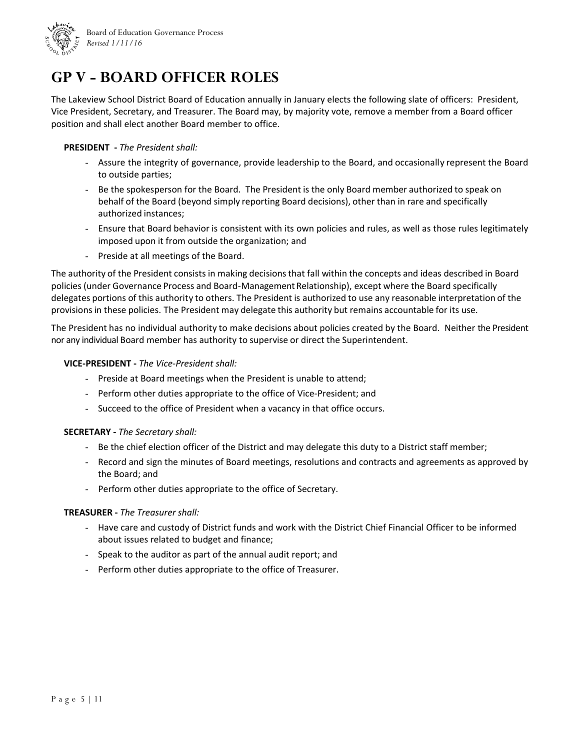# GP V - BOARD OFFICER ROLES

The Lakeview School District Board of Education annually in January elects the following slate of officers: President, Vice President, Secretary, and Treasurer. The Board may, by majority vote, remove a member from a Board officer position and shall elect another Board member to office.

**PRESIDENT -** *The President shall:*

- Assure the integrity of governance, provide leadership to the Board, and occasionally represent the Board to outside parties;
- Be the spokesperson for the Board. The President is the only Board member authorized to speak on behalf of the Board (beyond simply reporting Board decisions), other than in rare and specifically authorized instances;
- Ensure that Board behavior is consistent with its own policies and rules, as well as those rules legitimately imposed upon it from outside the organization; and
- Preside at all meetings of the Board.

The authority of the President consists in making decisions that fall within the concepts and ideas described in Board policies (under Governance Process and Board-Management Relationship), except where the Board specifically delegates portions of this authority to others. The President is authorized to use any reasonable interpretation of the provisions in these policies. The President may delegate this authority but remains accountable for its use.

The President has no individual authority to make decisions about policies created by the Board. Neither the President nor any individual Board member has authority to supervise or direct the Superintendent.

**VICE-PRESIDENT -** *The Vice-President shall:*

- Preside at Board meetings when the President is unable to attend;
- Perform other duties appropriate to the office of Vice-President; and
- Succeed to the office of President when a vacancy in that office occurs.

**SECRETARY -** *The Secretary shall:*

- Be the chief election officer of the District and may delegate this duty to a District staff member;
- Record and sign the minutes of Board meetings, resolutions and contracts and agreements as approved by the Board; and
- Perform other duties appropriate to the office of Secretary.

**TREASURER -** *The Treasurer shall:*

- Have care and custody of District funds and work with the District Chief Financial Officer to be informed about issues related to budget and finance;
- Speak to the auditor as part of the annual audit report; and
- Perform other duties appropriate to the office of Treasurer.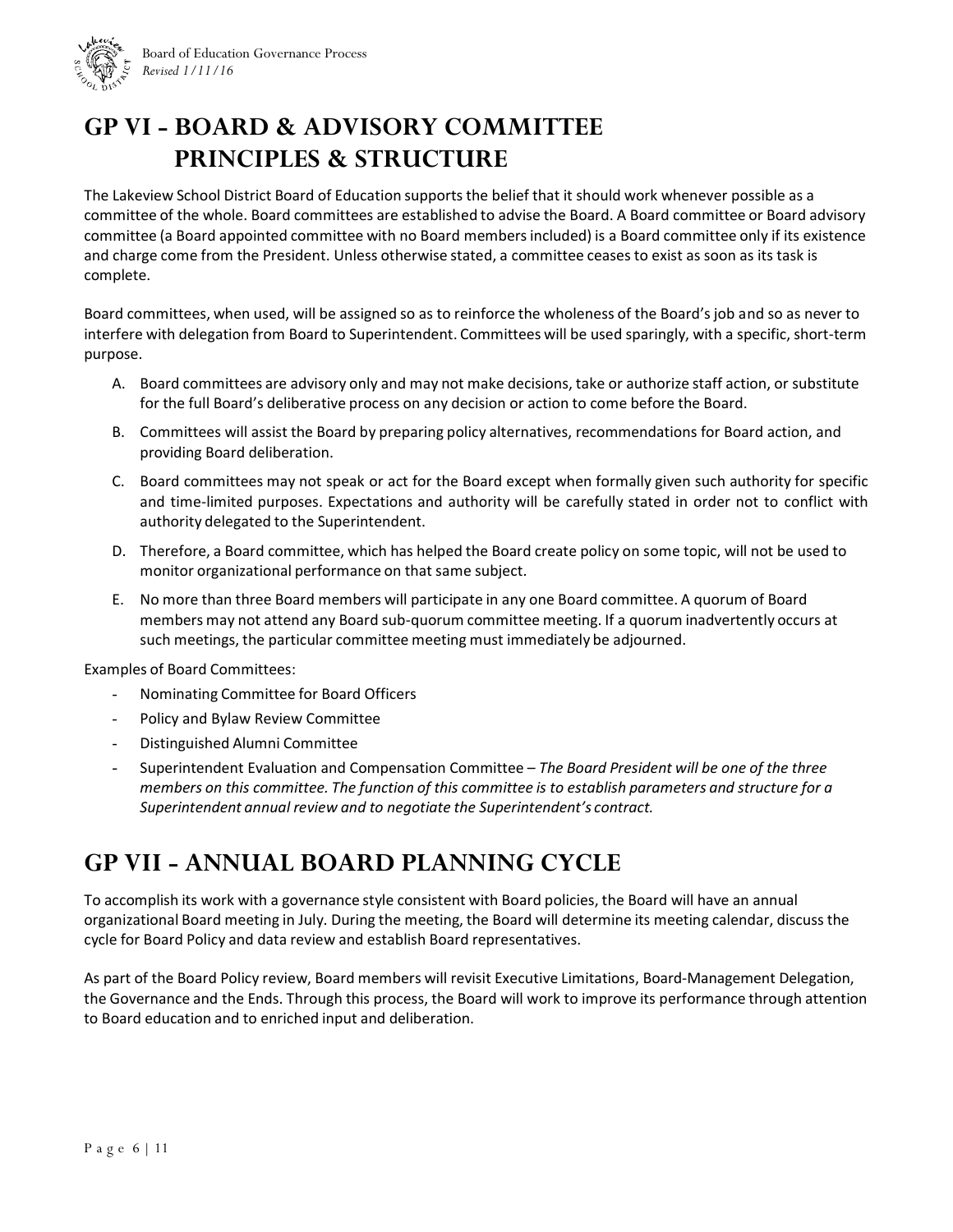# GP VI - BOARD & ADVISORY COMMITTEE PRINCIPLES & STRUCTURE

The Lakeview School District Board of Education supports the belief that it should work whenever possible as a committee of the whole. Board committees are established to advise the Board. A Board committee or Board advisory committee (a Board appointed committee with no Board members included) is a Board committee only if its existence and charge come from the President. Unless otherwise stated, a committee ceases to exist as soon as its task is complete.

Board committees, when used, will be assigned so as to reinforce the wholeness of the Board's job and so as never to interfere with delegation from Board to Superintendent. Committees will be used sparingly, with a specific, short-term purpose.

A. Board committees are advisory only and may not make decisions, take or authorize staff action, or substitute for the full Board's deliberative process on any decision or action to come before the Board.

B. Committees will assist the Board by preparing policy alternatives, recommendations for Board action, and providing Board deliberation.

C. Board committees may not speak or act for the Board except when formally given such authority for specific and time-limited purposes. Expectations and authority will be carefully stated in order not to conflict with authority delegated to the Superintendent.

D. Therefore, a Board committee, which has helped the Board create policy on some topic, will not be used to monitor organizational performance on that same subject.

E. No more than three Board members will participate in any one Board committee. A quorum of Board members may not attend any Board sub-quorum committee meeting. If a quorum inadvertently occurs at such meetings, the particular committee meeting must immediately be adjourned.

Examples of Board Committees:

- Nominating Committee for Board Officers
- Policy and Bylaw Review Committee
- Distinguished Alumni Committee
- Superintendent Evaluation and Compensation Committee – *The Board President will be one of the three members on this committee. The function of this committee is to establish parameters and structure for a Superintendent annual review and to negotiate the Superintendent's contract.*

# GP VII - ANNUAL BOARD PLANNING CYCLE

To accomplish its work with a governance style consistent with Board policies, the Board will have an annual organizational Board meeting in July. During the meeting, the Board will determine its meeting calendar, discuss the cycle for Board Policy and data review and establish Board representatives.

As part of the Board Policy review, Board members will revisit Executive Limitations, Board-Management Delegation, the Governance and the Ends. Through this process, the Board will work to improve its performance through attention to Board education and to enriched input and deliberation.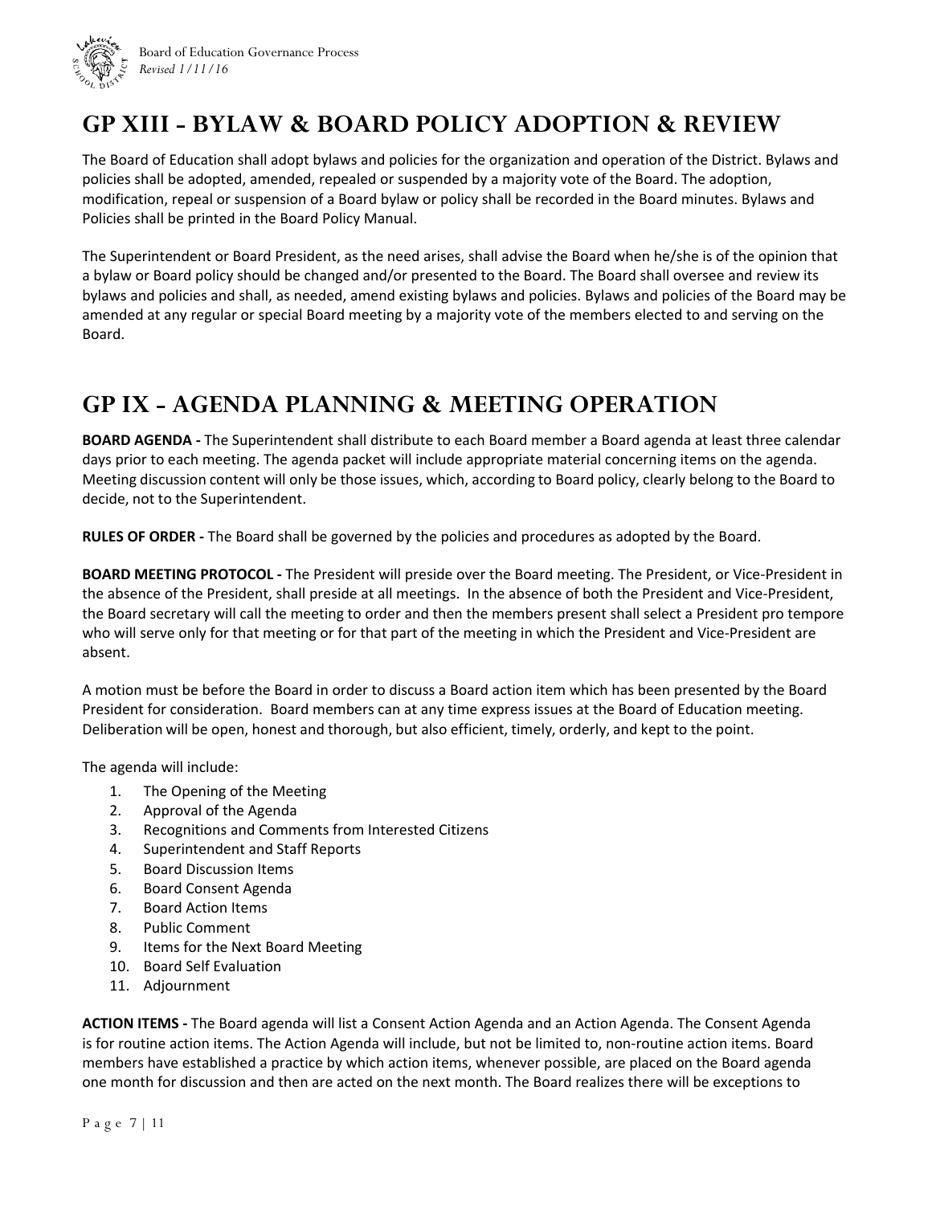# GP XIII - BYLAW & BOARD POLICY ADOPTION & REVIEW

The Board of Education shall adopt bylaws and policies for the organization and operation of the District. Bylaws and policies shall be adopted, amended, repealed or suspended by a majority vote of the Board. The adoption, modification, repeal or suspension of a Board bylaw or policy shall be recorded in the Board minutes. Bylaws and Policies shall be printed in the Board Policy Manual.

The Superintendent or Board President, as the need arises, shall advise the Board when he/she is of the opinion that a bylaw or Board policy should be changed and/or presented to the Board. The Board shall oversee and review its bylaws and policies and shall, as needed, amend existing bylaws and policies. Bylaws and policies of the Board may be amended at any regular or special Board meeting by a majority vote of the members elected to and serving on the Board.

# GP IX - AGENDA PLANNING & MEETING OPERATION

**BOARD AGENDA -** The Superintendent shall distribute to each Board member a Board agenda at least three calendar days prior to each meeting. The agenda packet will include appropriate material concerning items on the agenda. Meeting discussion content will only be those issues, which, according to Board policy, clearly belong to the Board to decide, not to the Superintendent.

**RULES OF ORDER -** The Board shall be governed by the policies and procedures as adopted by the Board.

**BOARD MEETING PROTOCOL -** The President will preside over the Board meeting. The President, or Vice-President in the absence of the President, shall preside at all meetings. In the absence of both the President and Vice-President, the Board secretary will call the meeting to order and then the members present shall select a President pro tempore who will serve only for that meeting or for that part of the meeting in which the President and Vice-President are absent.

A motion must be before the Board in order to discuss a Board action item which has been presented by the Board President for consideration. Board members can at any time express issues at the Board of Education meeting. Deliberation will be open, honest and thorough, but also efficient, timely, orderly, and kept to the point.

The agenda will include:

1. The Opening of the Meeting
2. Approval of the Agenda
3. Recognitions and Comments from Interested Citizens
4. Superintendent and Staff Reports
5. Board Discussion Items
6. Board Consent Agenda
7. Board Action Items
8. Public Comment
9. Items for the Next Board Meeting
10. Board Self Evaluation
11. Adjournment

**ACTION ITEMS -** The Board agenda will list a Consent Action Agenda and an Action Agenda. The Consent Agenda is for routine action items. The Action Agenda will include, but not be limited to, non-routine action items. Board members have established a practice by which action items, whenever possible, are placed on the Board agenda one month for discussion and then are acted on the next month. The Board realizes there will be exceptions to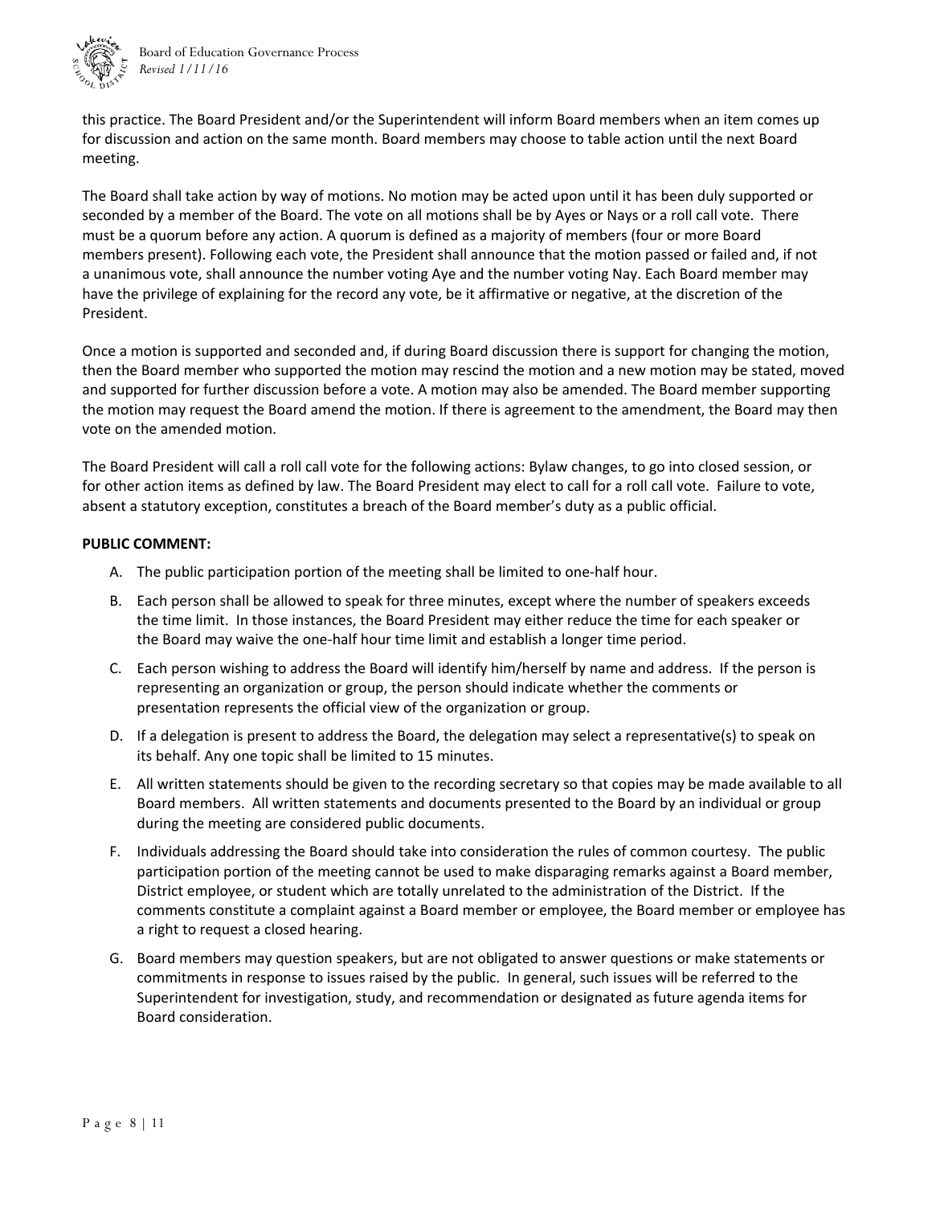this practice. The Board President and/or the Superintendent will inform Board members when an item comes up for discussion and action on the same month. Board members may choose to table action until the next Board meeting.

The Board shall take action by way of motions. No motion may be acted upon until it has been duly supported or seconded by a member of the Board. The vote on all motions shall be by Ayes or Nays or a roll call vote. There must be a quorum before any action. A quorum is defined as a majority of members (four or more Board members present). Following each vote, the President shall announce that the motion passed or failed and, if not a unanimous vote, shall announce the number voting Aye and the number voting Nay. Each Board member may have the privilege of explaining for the record any vote, be it affirmative or negative, at the discretion of the President.

Once a motion is supported and seconded and, if during Board discussion there is support for changing the motion, then the Board member who supported the motion may rescind the motion and a new motion may be stated, moved and supported for further discussion before a vote. A motion may also be amended. The Board member supporting the motion may request the Board amend the motion. If there is agreement to the amendment, the Board may then vote on the amended motion.

The Board President will call a roll call vote for the following actions: Bylaw changes, to go into closed session, or for other action items as defined by law. The Board President may elect to call for a roll call vote. Failure to vote, absent a statutory exception, constitutes a breach of the Board member's duty as a public official.

**PUBLIC COMMENT:**

A. The public participation portion of the meeting shall be limited to one-half hour.

B. Each person shall be allowed to speak for three minutes, except where the number of speakers exceeds the time limit. In those instances, the Board President may either reduce the time for each speaker or the Board may waive the one-half hour time limit and establish a longer time period.

C. Each person wishing to address the Board will identify him/herself by name and address. If the person is representing an organization or group, the person should indicate whether the comments or presentation represents the official view of the organization or group.

D. If a delegation is present to address the Board, the delegation may select a representative(s) to speak on its behalf. Any one topic shall be limited to 15 minutes.

E. All written statements should be given to the recording secretary so that copies may be made available to all Board members. All written statements and documents presented to the Board by an individual or group during the meeting are considered public documents.

F. Individuals addressing the Board should take into consideration the rules of common courtesy. The public participation portion of the meeting cannot be used to make disparaging remarks against a Board member, District employee, or student which are totally unrelated to the administration of the District. If the comments constitute a complaint against a Board member or employee, the Board member or employee has a right to request a closed hearing.

G. Board members may question speakers, but are not obligated to answer questions or make statements or commitments in response to issues raised by the public. In general, such issues will be referred to the Superintendent for investigation, study, and recommendation or designated as future agenda items for Board consideration.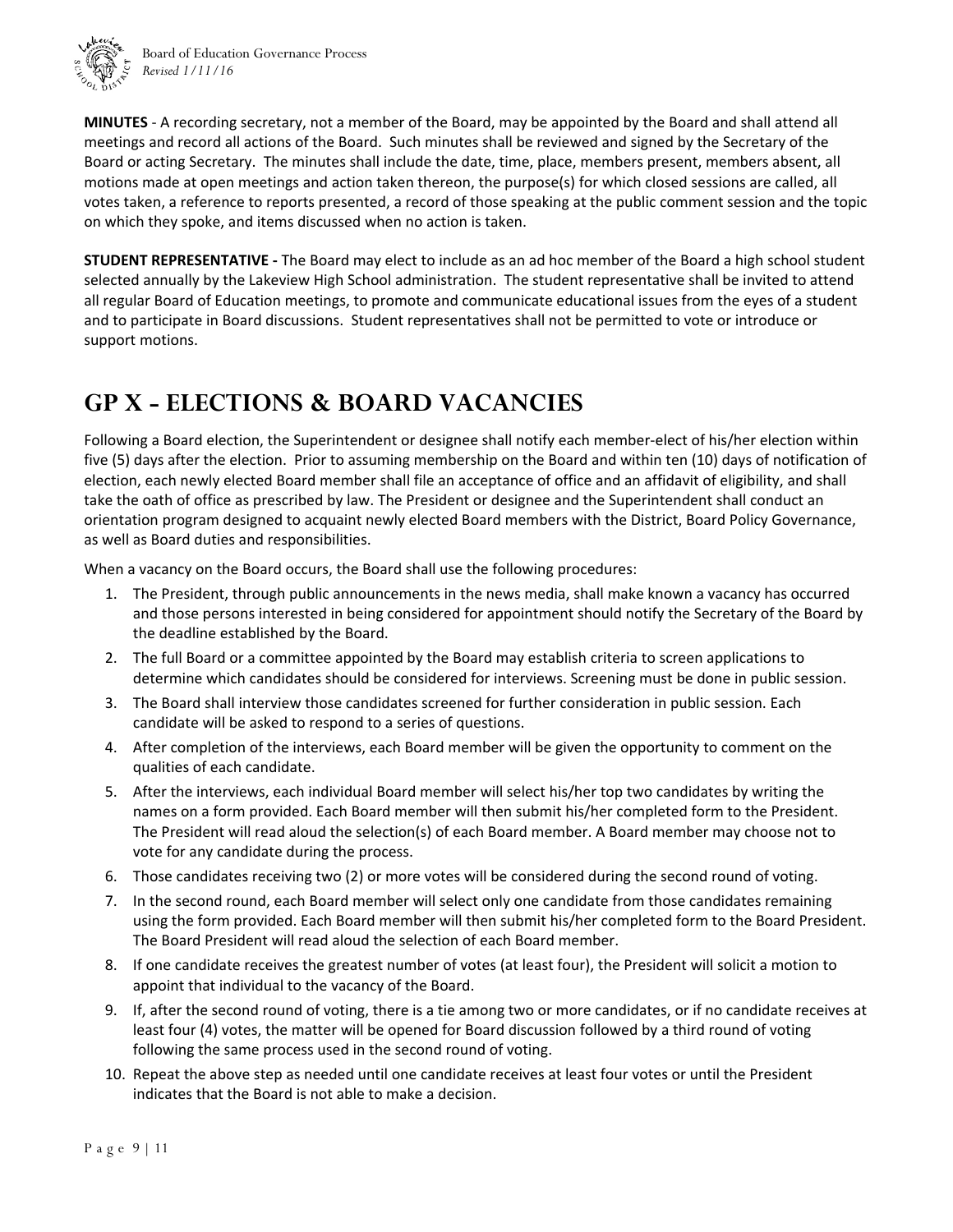**MINUTES** - A recording secretary, not a member of the Board, may be appointed by the Board and shall attend all meetings and record all actions of the Board. Such minutes shall be reviewed and signed by the Secretary of the Board or acting Secretary. The minutes shall include the date, time, place, members present, members absent, all motions made at open meetings and action taken thereon, the purpose(s) for which closed sessions are called, all votes taken, a reference to reports presented, a record of those speaking at the public comment session and the topic on which they spoke, and items discussed when no action is taken.

**STUDENT REPRESENTATIVE -** The Board may elect to include as an ad hoc member of the Board a high school student selected annually by the Lakeview High School administration. The student representative shall be invited to attend all regular Board of Education meetings, to promote and communicate educational issues from the eyes of a student and to participate in Board discussions. Student representatives shall not be permitted to vote or introduce or support motions.

# GP X – ELECTIONS & BOARD VACANCIES

Following a Board election, the Superintendent or designee shall notify each member-elect of his/her election within five (5) days after the election. Prior to assuming membership on the Board and within ten (10) days of notification of election, each newly elected Board member shall file an acceptance of office and an affidavit of eligibility, and shall take the oath of office as prescribed by law. The President or designee and the Superintendent shall conduct an orientation program designed to acquaint newly elected Board members with the District, Board Policy Governance, as well as Board duties and responsibilities.

When a vacancy on the Board occurs, the Board shall use the following procedures:

1. The President, through public announcements in the news media, shall make known a vacancy has occurred and those persons interested in being considered for appointment should notify the Secretary of the Board by the deadline established by the Board.
2. The full Board or a committee appointed by the Board may establish criteria to screen applications to determine which candidates should be considered for interviews. Screening must be done in public session.
3. The Board shall interview those candidates screened for further consideration in public session. Each candidate will be asked to respond to a series of questions.
4. After completion of the interviews, each Board member will be given the opportunity to comment on the qualities of each candidate.
5. After the interviews, each individual Board member will select his/her top two candidates by writing the names on a form provided. Each Board member will then submit his/her completed form to the President. The President will read aloud the selection(s) of each Board member. A Board member may choose not to vote for any candidate during the process.
6. Those candidates receiving two (2) or more votes will be considered during the second round of voting.
7. In the second round, each Board member will select only one candidate from those candidates remaining using the form provided. Each Board member will then submit his/her completed form to the Board President. The Board President will read aloud the selection of each Board member.
8. If one candidate receives the greatest number of votes (at least four), the President will solicit a motion to appoint that individual to the vacancy of the Board.
9. If, after the second round of voting, there is a tie among two or more candidates, or if no candidate receives at least four (4) votes, the matter will be opened for Board discussion followed by a third round of voting following the same process used in the second round of voting.
10. Repeat the above step as needed until one candidate receives at least four votes or until the President indicates that the Board is not able to make a decision.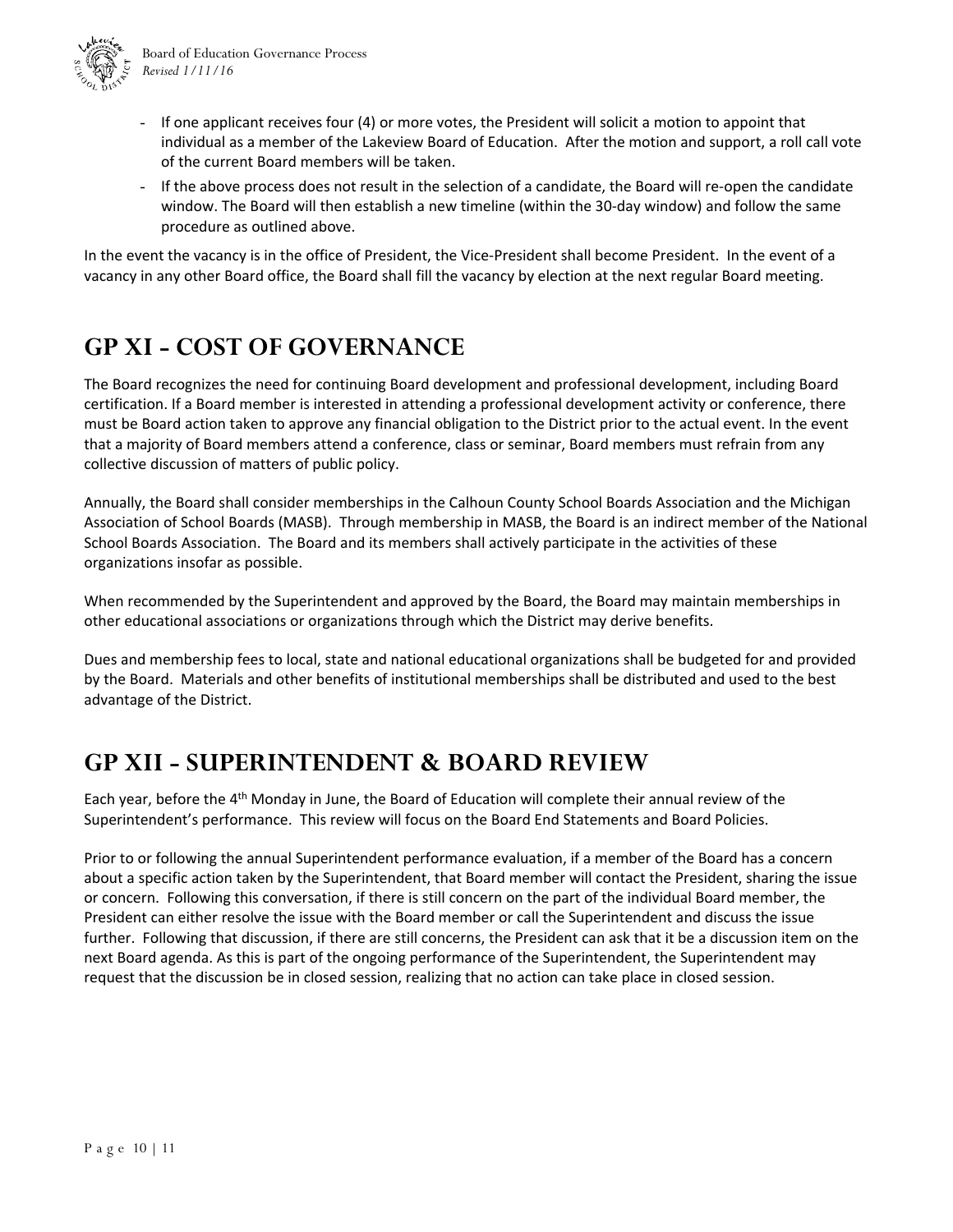- If one applicant receives four (4) or more votes, the President will solicit a motion to appoint that individual as a member of the Lakeview Board of Education. After the motion and support, a roll call vote of the current Board members will be taken.
- If the above process does not result in the selection of a candidate, the Board will re-open the candidate window. The Board will then establish a new timeline (within the 30-day window) and follow the same procedure as outlined above.

In the event the vacancy is in the office of President, the Vice-President shall become President. In the event of a vacancy in any other Board office, the Board shall fill the vacancy by election at the next regular Board meeting.

# GP XI - COST OF GOVERNANCE

The Board recognizes the need for continuing Board development and professional development, including Board certification. If a Board member is interested in attending a professional development activity or conference, there must be Board action taken to approve any financial obligation to the District prior to the actual event. In the event that a majority of Board members attend a conference, class or seminar, Board members must refrain from any collective discussion of matters of public policy.

Annually, the Board shall consider memberships in the Calhoun County School Boards Association and the Michigan Association of School Boards (MASB). Through membership in MASB, the Board is an indirect member of the National School Boards Association. The Board and its members shall actively participate in the activities of these organizations insofar as possible.

When recommended by the Superintendent and approved by the Board, the Board may maintain memberships in other educational associations or organizations through which the District may derive benefits.

Dues and membership fees to local, state and national educational organizations shall be budgeted for and provided by the Board. Materials and other benefits of institutional memberships shall be distributed and used to the best advantage of the District.

# GP XII - SUPERINTENDENT & BOARD REVIEW

Each year, before the 4th Monday in June, the Board of Education will complete their annual review of the Superintendent's performance. This review will focus on the Board End Statements and Board Policies.

Prior to or following the annual Superintendent performance evaluation, if a member of the Board has a concern about a specific action taken by the Superintendent, that Board member will contact the President, sharing the issue or concern. Following this conversation, if there is still concern on the part of the individual Board member, the President can either resolve the issue with the Board member or call the Superintendent and discuss the issue further. Following that discussion, if there are still concerns, the President can ask that it be a discussion item on the next Board agenda. As this is part of the ongoing performance of the Superintendent, the Superintendent may request that the discussion be in closed session, realizing that no action can take place in closed session.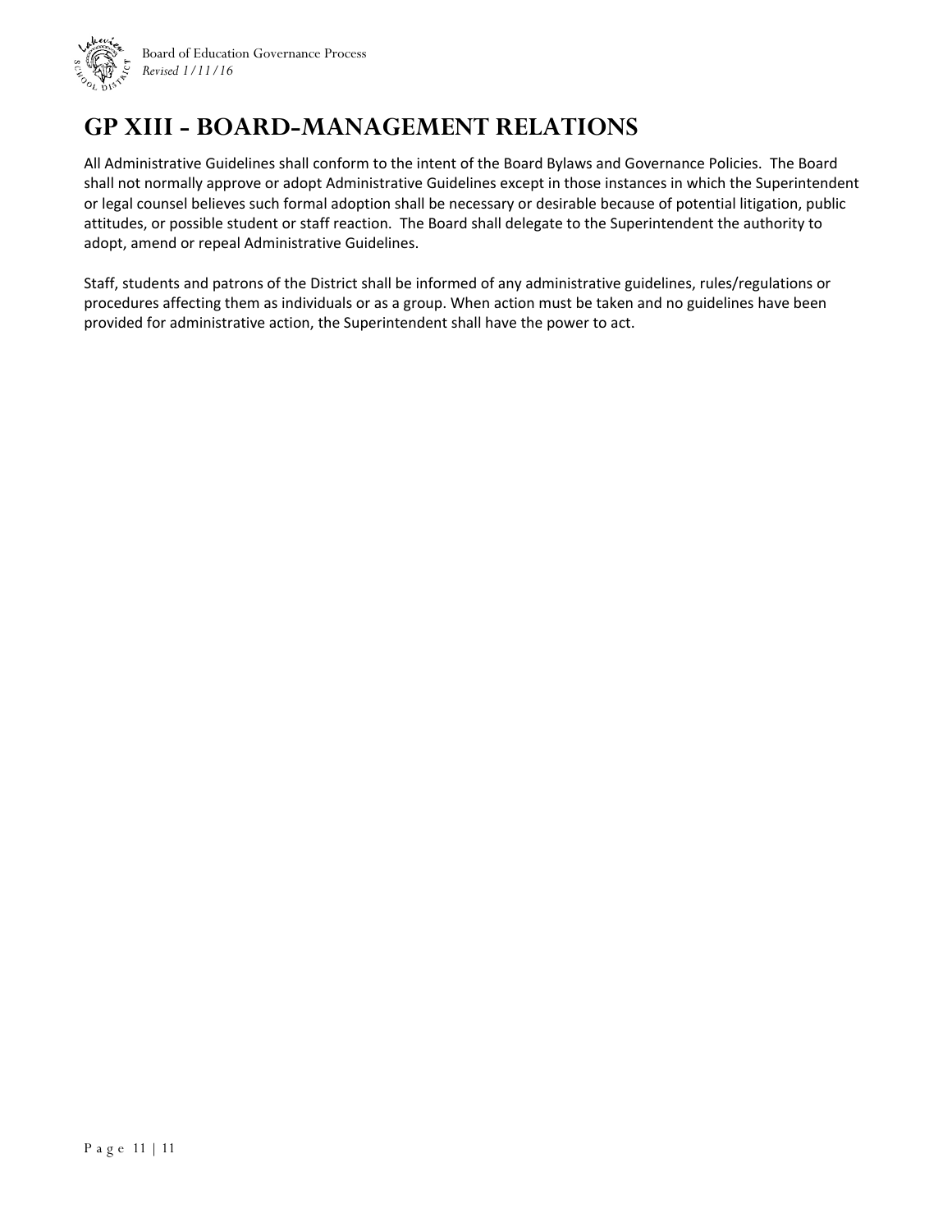# GP XIII - BOARD-MANAGEMENT RELATIONS

All Administrative Guidelines shall conform to the intent of the Board Bylaws and Governance Policies. The Board shall not normally approve or adopt Administrative Guidelines except in those instances in which the Superintendent or legal counsel believes such formal adoption shall be necessary or desirable because of potential litigation, public attitudes, or possible student or staff reaction. The Board shall delegate to the Superintendent the authority to adopt, amend or repeal Administrative Guidelines.

Staff, students and patrons of the District shall be informed of any administrative guidelines, rules/regulations or procedures affecting them as individuals or as a group. When action must be taken and no guidelines have been provided for administrative action, the Superintendent shall have the power to act.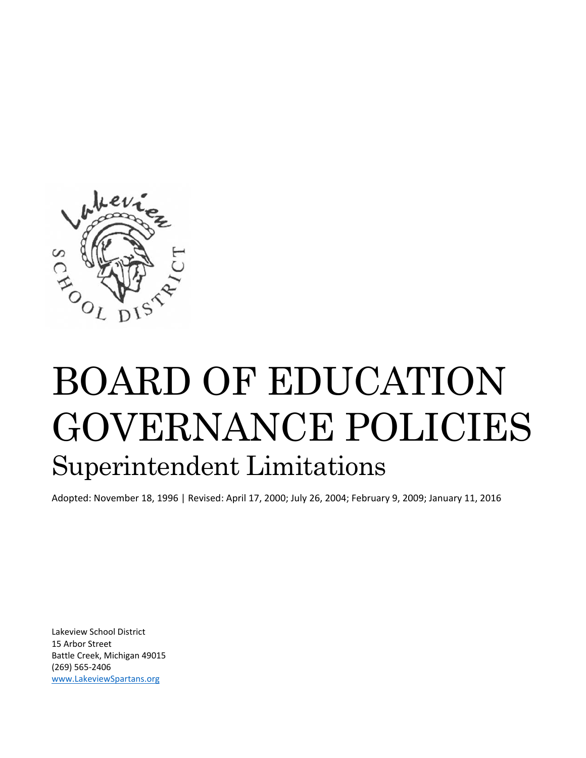# BOARD OF EDUCATION GOVERNANCE POLICIES

## Superintendent Limitations

Adopted: November 18, 1996 | Revised: April 17, 2000; July 26, 2004; February 9, 2009; January 11, 2016

Lakeview School District
15 Arbor Street
Battle Creek, Michigan 49015
(269) 565-2406
www.LakeviewSpartans.org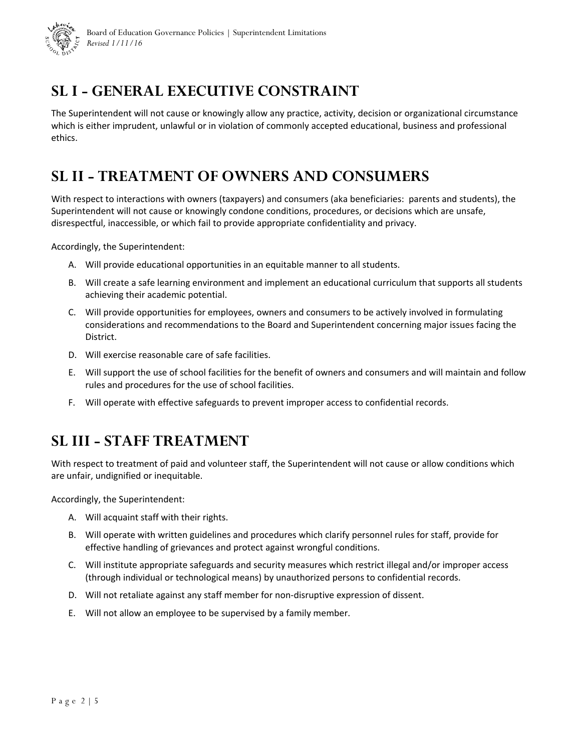## SL I - GENERAL EXECUTIVE CONSTRAINT

The Superintendent will not cause or knowingly allow any practice, activity, decision or organizational circumstance which is either imprudent, unlawful or in violation of commonly accepted educational, business and professional ethics.

## SL II - TREATMENT OF OWNERS AND CONSUMERS

With respect to interactions with owners (taxpayers) and consumers (aka beneficiaries: parents and students), the Superintendent will not cause or knowingly condone conditions, procedures, or decisions which are unsafe, disrespectful, inaccessible, or which fail to provide appropriate confidentiality and privacy.

Accordingly, the Superintendent:

A. Will provide educational opportunities in an equitable manner to all students.
B. Will create a safe learning environment and implement an educational curriculum that supports all students achieving their academic potential.
C. Will provide opportunities for employees, owners and consumers to be actively involved in formulating considerations and recommendations to the Board and Superintendent concerning major issues facing the District.
D. Will exercise reasonable care of safe facilities.
E. Will support the use of school facilities for the benefit of owners and consumers and will maintain and follow rules and procedures for the use of school facilities.
F. Will operate with effective safeguards to prevent improper access to confidential records.

## SL III - STAFF TREATMENT

With respect to treatment of paid and volunteer staff, the Superintendent will not cause or allow conditions which are unfair, undignified or inequitable.

Accordingly, the Superintendent:

A. Will acquaint staff with their rights.
B. Will operate with written guidelines and procedures which clarify personnel rules for staff, provide for effective handling of grievances and protect against wrongful conditions.
C. Will institute appropriate safeguards and security measures which restrict illegal and/or improper access (through individual or technological means) by unauthorized persons to confidential records.
D. Will not retaliate against any staff member for non-disruptive expression of dissent.
E. Will not allow an employee to be supervised by a family member.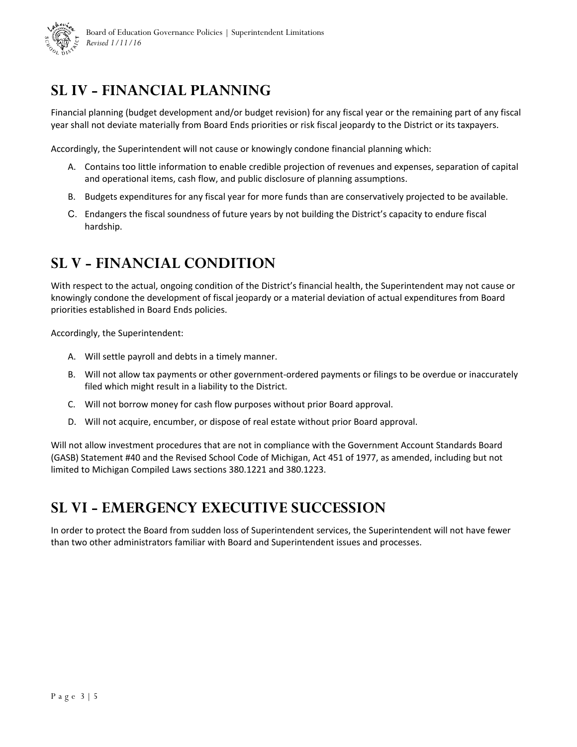## SL IV - FINANCIAL PLANNING

Financial planning (budget development and/or budget revision) for any fiscal year or the remaining part of any fiscal year shall not deviate materially from Board Ends priorities or risk fiscal jeopardy to the District or its taxpayers.

Accordingly, the Superintendent will not cause or knowingly condone financial planning which:

A. Contains too little information to enable credible projection of revenues and expenses, separation of capital and operational items, cash flow, and public disclosure of planning assumptions.
B. Budgets expenditures for any fiscal year for more funds than are conservatively projected to be available.
C. Endangers the fiscal soundness of future years by not building the District's capacity to endure fiscal hardship.

## SL V - FINANCIAL CONDITION

With respect to the actual, ongoing condition of the District's financial health, the Superintendent may not cause or knowingly condone the development of fiscal jeopardy or a material deviation of actual expenditures from Board priorities established in Board Ends policies.

Accordingly, the Superintendent:

A. Will settle payroll and debts in a timely manner.
B. Will not allow tax payments or other government-ordered payments or filings to be overdue or inaccurately filed which might result in a liability to the District.
C. Will not borrow money for cash flow purposes without prior Board approval.
D. Will not acquire, encumber, or dispose of real estate without prior Board approval.

Will not allow investment procedures that are not in compliance with the Government Account Standards Board (GASB) Statement #40 and the Revised School Code of Michigan, Act 451 of 1977, as amended, including but not limited to Michigan Compiled Laws sections 380.1221 and 380.1223.

## SL VI - EMERGENCY EXECUTIVE SUCCESSION

In order to protect the Board from sudden loss of Superintendent services, the Superintendent will not have fewer than two other administrators familiar with Board and Superintendent issues and processes.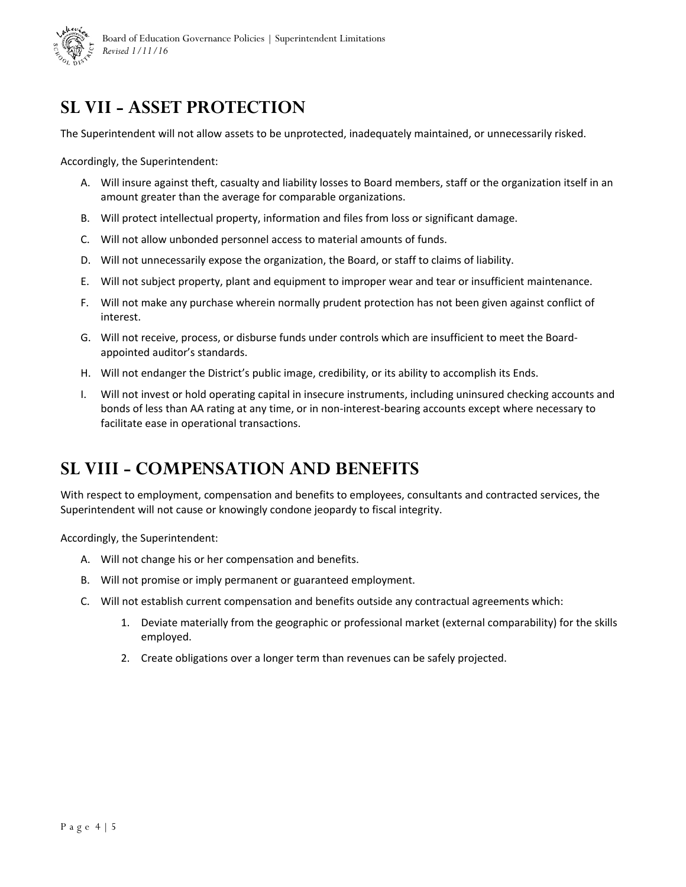## SL VII - ASSET PROTECTION

The Superintendent will not allow assets to be unprotected, inadequately maintained, or unnecessarily risked.

Accordingly, the Superintendent:

A. Will insure against theft, casualty and liability losses to Board members, staff or the organization itself in an amount greater than the average for comparable organizations.

B. Will protect intellectual property, information and files from loss or significant damage.

C. Will not allow unbonded personnel access to material amounts of funds.

D. Will not unnecessarily expose the organization, the Board, or staff to claims of liability.

E. Will not subject property, plant and equipment to improper wear and tear or insufficient maintenance.

F. Will not make any purchase wherein normally prudent protection has not been given against conflict of interest.

G. Will not receive, process, or disburse funds under controls which are insufficient to meet the Board-appointed auditor's standards.

H. Will not endanger the District's public image, credibility, or its ability to accomplish its Ends.

I. Will not invest or hold operating capital in insecure instruments, including uninsured checking accounts and bonds of less than AA rating at any time, or in non-interest-bearing accounts except where necessary to facilitate ease in operational transactions.

## SL VIII - COMPENSATION AND BENEFITS

With respect to employment, compensation and benefits to employees, consultants and contracted services, the Superintendent will not cause or knowingly condone jeopardy to fiscal integrity.

Accordingly, the Superintendent:

A. Will not change his or her compensation and benefits.

B. Will not promise or imply permanent or guaranteed employment.

C. Will not establish current compensation and benefits outside any contractual agreements which:

   1. Deviate materially from the geographic or professional market (external comparability) for the skills employed.

   2. Create obligations over a longer term than revenues can be safely projected.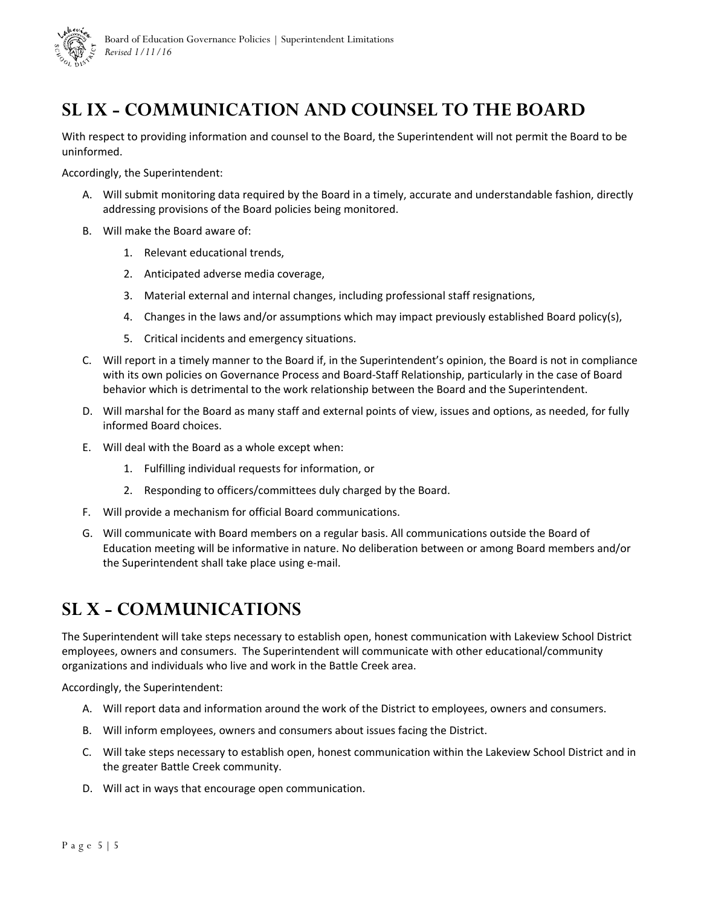## SL IX - COMMUNICATION AND COUNSEL TO THE BOARD

With respect to providing information and counsel to the Board, the Superintendent will not permit the Board to be uninformed.

Accordingly, the Superintendent:

A. Will submit monitoring data required by the Board in a timely, accurate and understandable fashion, directly addressing provisions of the Board policies being monitored.

B. Will make the Board aware of:

    1. Relevant educational trends,
    2. Anticipated adverse media coverage,
    3. Material external and internal changes, including professional staff resignations,
    4. Changes in the laws and/or assumptions which may impact previously established Board policy(s),
    5. Critical incidents and emergency situations.

C. Will report in a timely manner to the Board if, in the Superintendent's opinion, the Board is not in compliance with its own policies on Governance Process and Board-Staff Relationship, particularly in the case of Board behavior which is detrimental to the work relationship between the Board and the Superintendent.

D. Will marshal for the Board as many staff and external points of view, issues and options, as needed, for fully informed Board choices.

E. Will deal with the Board as a whole except when:

    1. Fulfilling individual requests for information, or
    2. Responding to officers/committees duly charged by the Board.

F. Will provide a mechanism for official Board communications.

G. Will communicate with Board members on a regular basis. All communications outside the Board of Education meeting will be informative in nature. No deliberation between or among Board members and/or the Superintendent shall take place using e-mail.

## SL X - COMMUNICATIONS

The Superintendent will take steps necessary to establish open, honest communication with Lakeview School District employees, owners and consumers. The Superintendent will communicate with other educational/community organizations and individuals who live and work in the Battle Creek area.

Accordingly, the Superintendent:

A. Will report data and information around the work of the District to employees, owners and consumers.

B. Will inform employees, owners and consumers about issues facing the District.

C. Will take steps necessary to establish open, honest communication within the Lakeview School District and in the greater Battle Creek community.

D. Will act in ways that encourage open communication.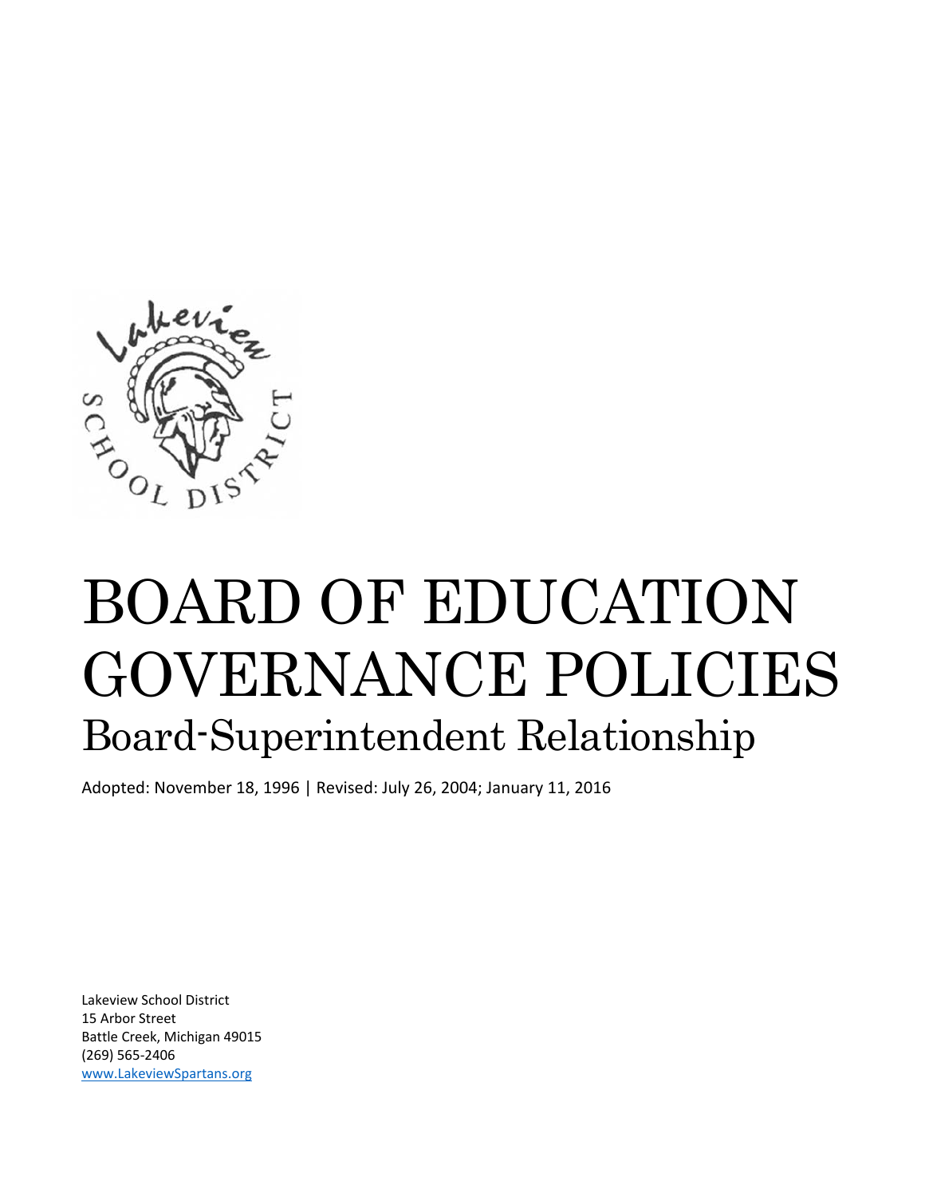# BOARD OF EDUCATION GOVERNANCE POLICIES

## Board-Superintendent Relationship

Adopted: November 18, 1996 | Revised: July 26, 2004; January 11, 2016

Lakeview School District
15 Arbor Street
Battle Creek, Michigan 49015
(269) 565-2406
www.LakeviewSpartans.org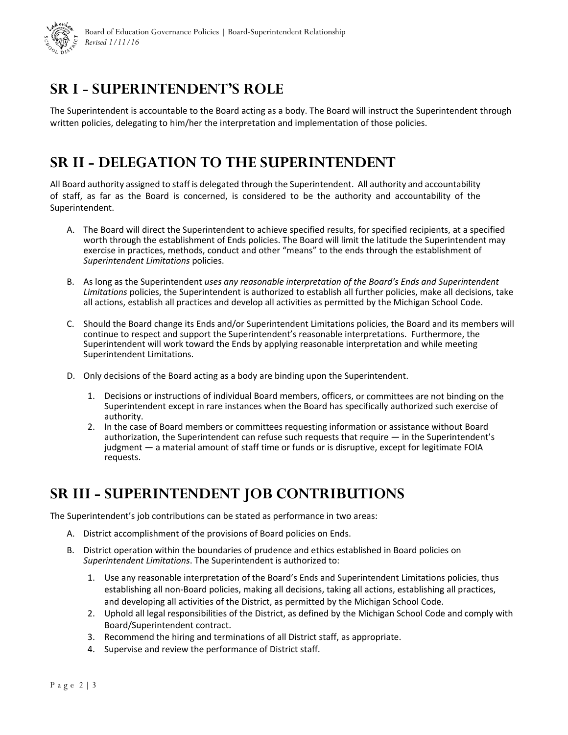# SR I - SUPERINTENDENT'S ROLE

The Superintendent is accountable to the Board acting as a body. The Board will instruct the Superintendent through written policies, delegating to him/her the interpretation and implementation of those policies.

# SR II - DELEGATION TO THE SUPERINTENDENT

All Board authority assigned to staff is delegated through the Superintendent. All authority and accountability of staff, as far as the Board is concerned, is considered to be the authority and accountability of the Superintendent.

A. The Board will direct the Superintendent to achieve specified results, for specified recipients, at a specified worth through the establishment of Ends policies. The Board will limit the latitude the Superintendent may exercise in practices, methods, conduct and other "means" to the ends through the establishment of *Superintendent Limitations* policies.

B. As long as the Superintendent *uses any reasonable interpretation of the Board's Ends and Superintendent Limitations* policies, the Superintendent is authorized to establish all further policies, make all decisions, take all actions, establish all practices and develop all activities as permitted by the Michigan School Code.

C. Should the Board change its Ends and/or Superintendent Limitations policies, the Board and its members will continue to respect and support the Superintendent's reasonable interpretations. Furthermore, the Superintendent will work toward the Ends by applying reasonable interpretation and while meeting Superintendent Limitations.

D. Only decisions of the Board acting as a body are binding upon the Superintendent.

   1. Decisions or instructions of individual Board members, officers, or committees are not binding on the Superintendent except in rare instances when the Board has specifically authorized such exercise of authority.
   2. In the case of Board members or committees requesting information or assistance without Board authorization, the Superintendent can refuse such requests that require — in the Superintendent's judgment — a material amount of staff time or funds or is disruptive, except for legitimate FOIA requests.

# SR III - SUPERINTENDENT JOB CONTRIBUTIONS

The Superintendent's job contributions can be stated as performance in two areas:

A. District accomplishment of the provisions of Board policies on Ends.

B. District operation within the boundaries of prudence and ethics established in Board policies on *Superintendent Limitations*. The Superintendent is authorized to:

   1. Use any reasonable interpretation of the Board's Ends and Superintendent Limitations policies, thus establishing all non-Board policies, making all decisions, taking all actions, establishing all practices, and developing all activities of the District, as permitted by the Michigan School Code.
   2. Uphold all legal responsibilities of the District, as defined by the Michigan School Code and comply with Board/Superintendent contract.
   3. Recommend the hiring and terminations of all District staff, as appropriate.
   4. Supervise and review the performance of District staff.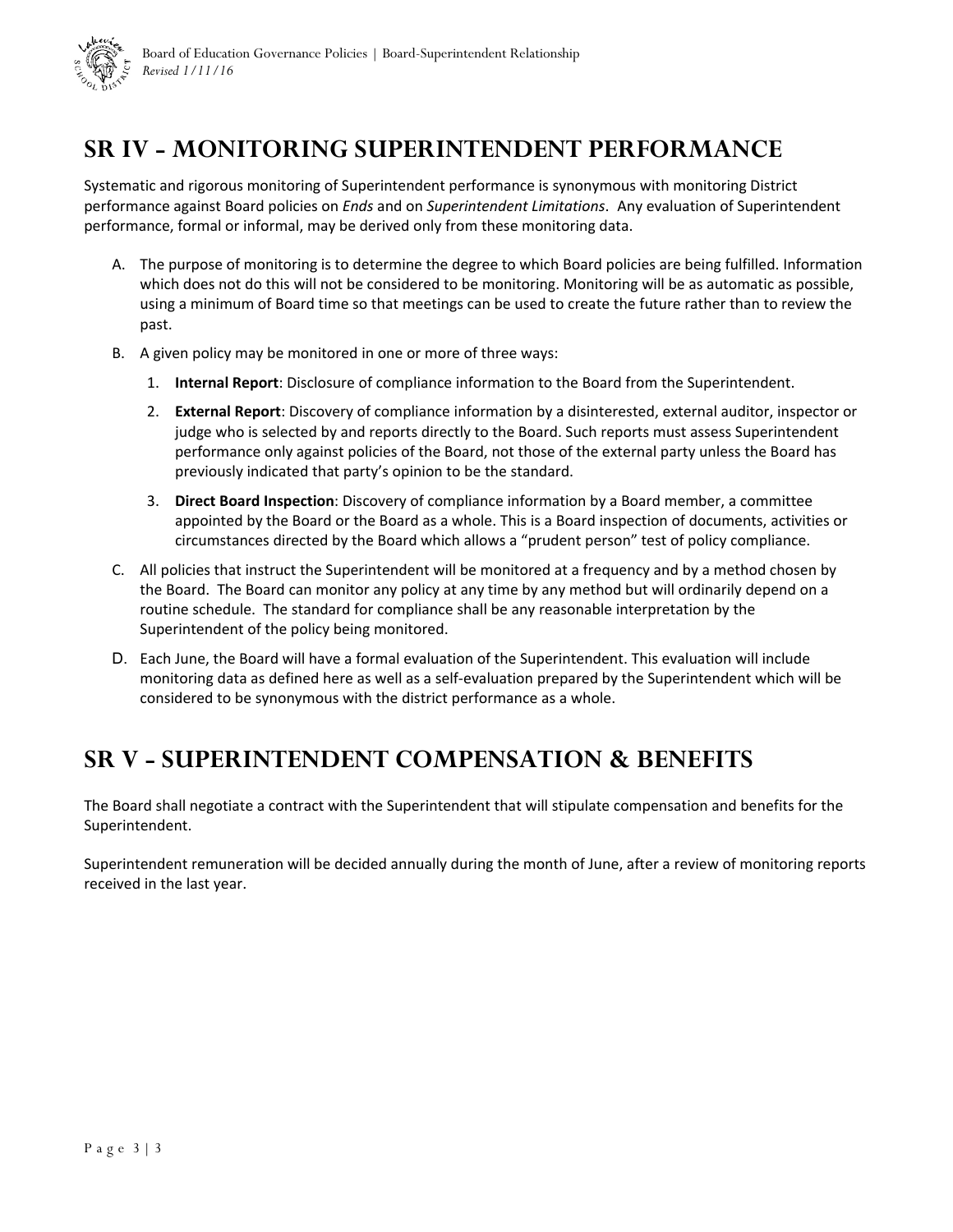# SR IV - MONITORING SUPERINTENDENT PERFORMANCE

Systematic and rigorous monitoring of Superintendent performance is synonymous with monitoring District performance against Board policies on *Ends* and on *Superintendent Limitations*. Any evaluation of Superintendent performance, formal or informal, may be derived only from these monitoring data.

A. The purpose of monitoring is to determine the degree to which Board policies are being fulfilled. Information which does not do this will not be considered to be monitoring. Monitoring will be as automatic as possible, using a minimum of Board time so that meetings can be used to create the future rather than to review the past.

B. A given policy may be monitored in one or more of three ways:

   1. **Internal Report**: Disclosure of compliance information to the Board from the Superintendent.
   2. **External Report**: Discovery of compliance information by a disinterested, external auditor, inspector or judge who is selected by and reports directly to the Board. Such reports must assess Superintendent performance only against policies of the Board, not those of the external party unless the Board has previously indicated that party's opinion to be the standard.
   3. **Direct Board Inspection**: Discovery of compliance information by a Board member, a committee appointed by the Board or the Board as a whole. This is a Board inspection of documents, activities or circumstances directed by the Board which allows a "prudent person" test of policy compliance.

C. All policies that instruct the Superintendent will be monitored at a frequency and by a method chosen by the Board. The Board can monitor any policy at any time by any method but will ordinarily depend on a routine schedule. The standard for compliance shall be any reasonable interpretation by the Superintendent of the policy being monitored.

D. Each June, the Board will have a formal evaluation of the Superintendent. This evaluation will include monitoring data as defined here as well as a self-evaluation prepared by the Superintendent which will be considered to be synonymous with the district performance as a whole.

# SR V - SUPERINTENDENT COMPENSATION & BENEFITS

The Board shall negotiate a contract with the Superintendent that will stipulate compensation and benefits for the Superintendent.

Superintendent remuneration will be decided annually during the month of June, after a review of monitoring reports received in the last year.